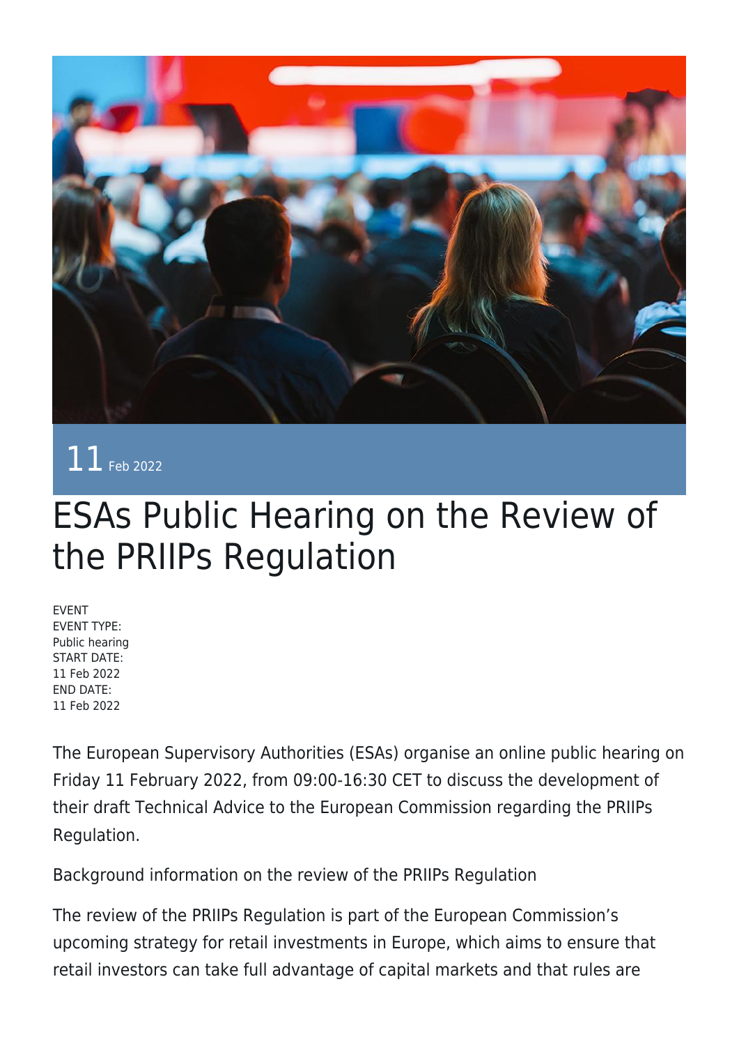11 Feb 2022

# ESAs Public Hearing on the Review of the PRIIPs Regulation

EVENT
EVENT TYPE:
Public hearing
START DATE:
11 Feb 2022
END DATE:
11 Feb 2022

The European Supervisory Authorities (ESAs) organise an online public hearing on Friday 11 February 2022, from 09:00-16:30 CET to discuss the development of their draft Technical Advice to the European Commission regarding the PRIIPs Regulation.

Background information on the review of the PRIIPs Regulation

The review of the PRIIPs Regulation is part of the European Commission's upcoming strategy for retail investments in Europe, which aims to ensure that retail investors can take full advantage of capital markets and that rules are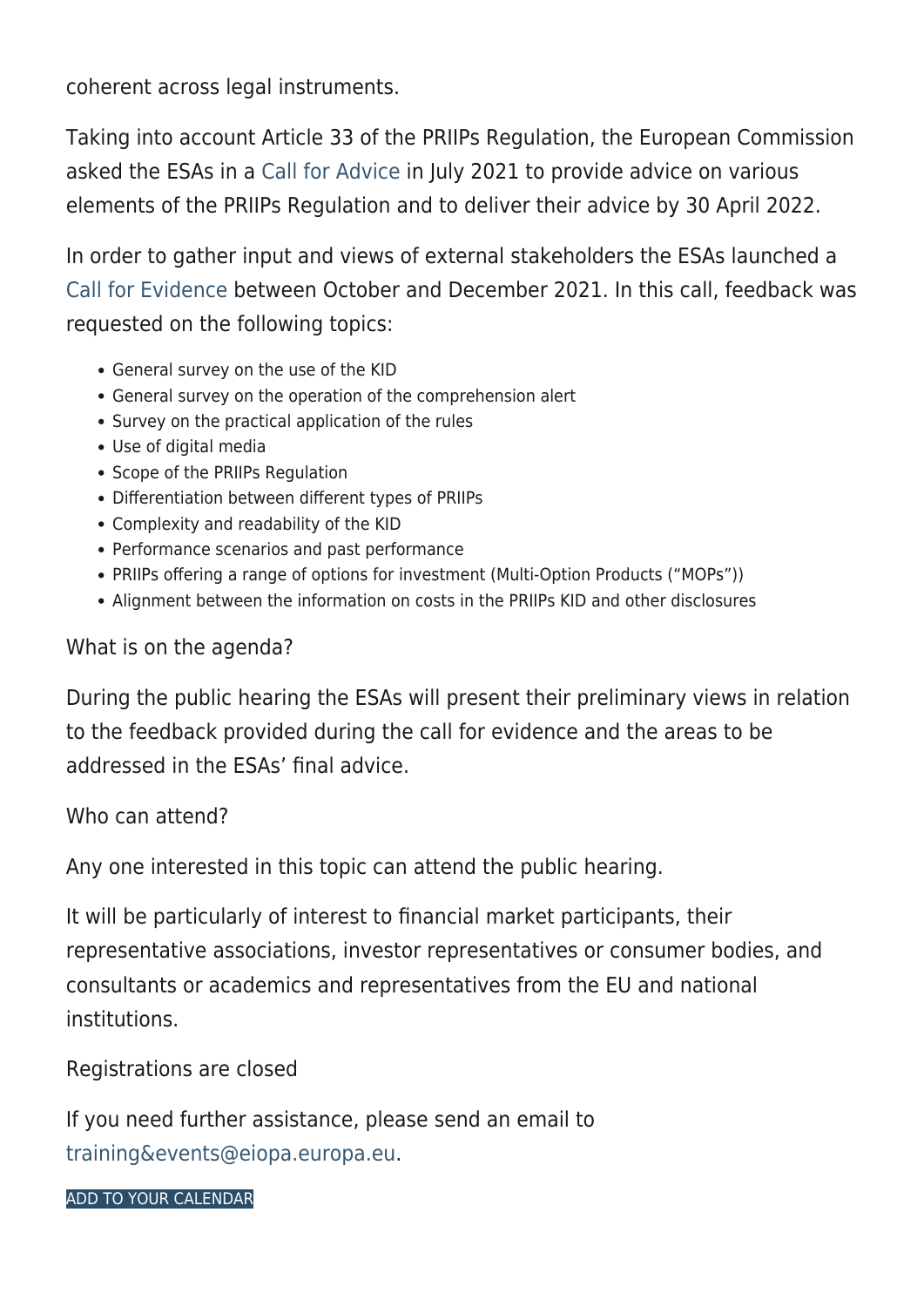coherent across legal instruments.

Taking into account Article 33 of the PRIIPs Regulation, the European Commission asked the ESAs in a Call for Advice in July 2021 to provide advice on various elements of the PRIIPs Regulation and to deliver their advice by 30 April 2022.

In order to gather input and views of external stakeholders the ESAs launched a Call for Evidence between October and December 2021. In this call, feedback was requested on the following topics:

- General survey on the use of the KID
- General survey on the operation of the comprehension alert
- Survey on the practical application of the rules
- Use of digital media
- Scope of the PRIIPs Regulation
- Differentiation between different types of PRIIPs
- Complexity and readability of the KID
- Performance scenarios and past performance
- PRIIPs offering a range of options for investment (Multi-Option Products ("MOPs"))
- Alignment between the information on costs in the PRIIPs KID and other disclosures

What is on the agenda?

During the public hearing the ESAs will present their preliminary views in relation to the feedback provided during the call for evidence and the areas to be addressed in the ESAs' final advice.

Who can attend?

Any one interested in this topic can attend the public hearing.

It will be particularly of interest to financial market participants, their representative associations, investor representatives or consumer bodies, and consultants or academics and representatives from the EU and national institutions.

Registrations are closed

If you need further assistance, please send an email to training&events@eiopa.europa.eu.

ADD TO YOUR CALENDAR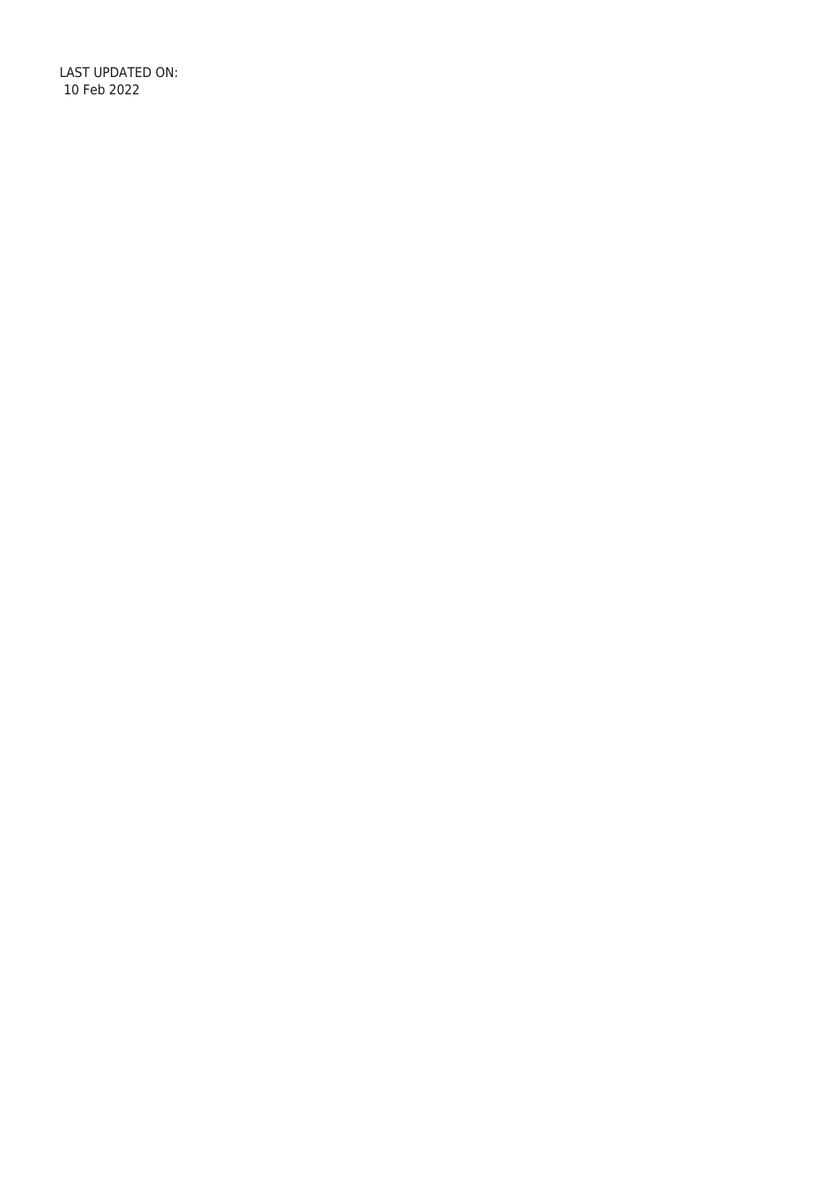LAST UPDATED ON:
10 Feb 2022